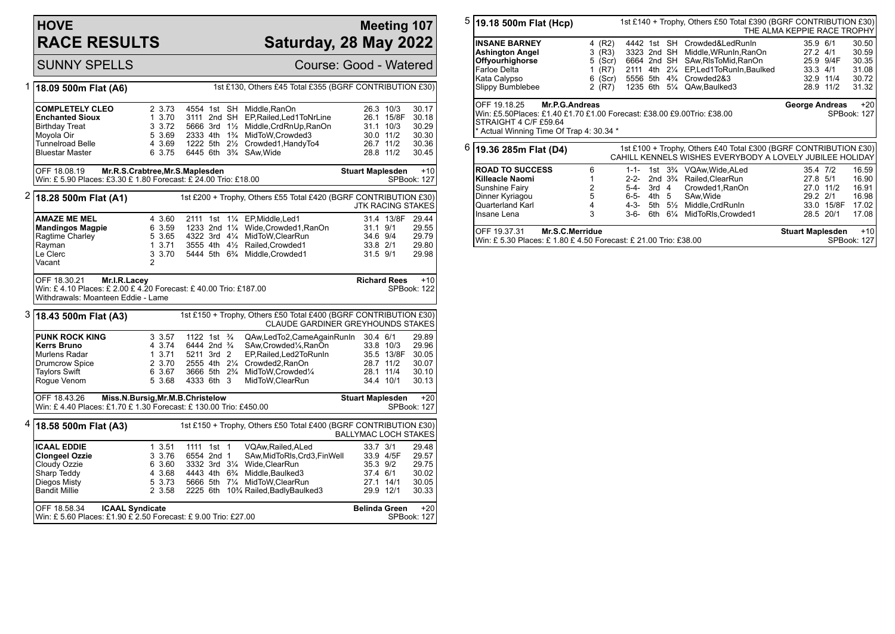# HOVE RACE RESULTS

## Meeting 107 — Saturday, 28 May 2022

SUNNY SPELLS — Course: Good - Watered

### 1 18.09 500m Flat (A6)

1st £130, Others £45 Total £355 (BGRF CONTRIBUTION £30)

| Greyhound | Trap | Sect | Bends | Pos | Dist | Remarks | Wt | SP | Time |
|---|---|---|---|---|---|---|---|---|---|
| **COMPLETELY CLEO** | 2 | 3.73 | 4554 | 1st | SH | Middle,RanOn | 26.3 | 10/3 | 30.17 |
| **Enchanted Sioux** | 1 | 3.70 | 3111 | 2nd | SH | EP,Railed,Led1ToNrLine | 26.1 | 15/8F | 30.18 |
| Birthday Treat | 3 | 3.72 | 5666 | 3rd | 1½ | Middle,CrdRnUp,RanOn | 31.1 | 10/3 | 30.29 |
| Moyola Oir | 5 | 3.69 | 2333 | 4th | 1¾ | MidToW,Crowded3 | 30.0 | 11/2 | 30.30 |
| Tunnelroad Belle | 4 | 3.69 | 1222 | 5th | 2½ | Crowded1,HandyTo4 | 26.7 | 11/2 | 30.36 |
| Bluestar Master | 6 | 3.75 | 6445 | 6th | 3¾ | SAw,Wide | 28.8 | 11/2 | 30.45 |

OFF 18.08.19 **Mr.R.S.Crabtree,Mr.S.Maplesden** — **Stuart Maplesden** +10
Win: £ 5.90 Places: £3.30 £ 1.80 Forecast: £ 24.00 Trio: £18.00 — SPBook: 127

### 2 18.28 500m Flat (A1)

1st £200 + Trophy, Others £55 Total £420 (BGRF CONTRIBUTION £30)
JTK RACING STAKES

| Greyhound | Trap | Sect | Bends | Pos | Dist | Remarks | Wt | SP | Time |
|---|---|---|---|---|---|---|---|---|---|
| **AMAZE ME MEL** | 4 | 3.60 | 2111 | 1st | 1¼ | EP,Middle,Led1 | 31.4 | 13/8F | 29.44 |
| **Mandingos Magpie** | 6 | 3.59 | 1233 | 2nd | 1¼ | Wide,Crowded1,RanOn | 31.1 | 9/1 | 29.55 |
| Ragtime Charley | 5 | 3.65 | 4322 | 3rd | 4¼ | MidToW,ClearRun | 34.6 | 9/4 | 29.79 |
| Rayman | 1 | 3.71 | 3555 | 4th | 4½ | Railed,Crowded1 | 33.8 | 2/1 | 29.80 |
| Le Clerc | 3 | 3.70 | 5444 | 5th | 6¾ | Middle,Crowded1 | 31.5 | 9/1 | 29.98 |
| Vacant | 2 | | | | | | | | |

OFF 18.30.21 **Mr.I.R.Lacey** — **Richard Rees** +10
Win: £ 4.10 Places: £ 2.00 £ 4.20 Forecast: £ 40.00 Trio: £187.00 — SPBook: 122
Withdrawals: Moanteen Eddie - Lame

### 3 18.43 500m Flat (A3)

1st £150 + Trophy, Others £50 Total £400 (BGRF CONTRIBUTION £30)
CLAUDE GARDINER GREYHOUNDS STAKES

| Greyhound | Trap | Sect | Bends | Pos | Dist | Remarks | Wt | SP | Time |
|---|---|---|---|---|---|---|---|---|---|
| **PUNK ROCK KING** | 3 | 3.57 | 1122 | 1st | ¾ | QAw,LedTo2,CameAgainRunIn | 30.4 | 6/1 | 29.89 |
| **Kerrs Bruno** | 4 | 3.74 | 6444 | 2nd | ¾ | SAw,Crowded¼,RanOn | 33.8 | 10/3 | 29.96 |
| Murlens Radar | 1 | 3.71 | 5211 | 3rd | 2 | EP,Railed,Led2ToRunIn | 35.5 | 13/8F | 30.05 |
| Drumcrow Spice | 2 | 3.70 | 2555 | 4th | 2¼ | Crowded2,RanOn | 28.7 | 11/2 | 30.07 |
| Taylors Swift | 6 | 3.67 | 3666 | 5th | 2¾ | MidToW,Crowded¼ | 28.1 | 11/4 | 30.10 |
| Rogue Venom | 5 | 3.68 | 4333 | 6th | 3 | MidToW,ClearRun | 34.4 | 10/1 | 30.13 |

OFF 18.43.26 **Miss.N.Bursig,Mr.M.B.Christelow** — **Stuart Maplesden** +20
Win: £ 4.40 Places: £1.70 £ 1.30 Forecast: £ 130.00 Trio: £450.00 — SPBook: 127

### 4 18.58 500m Flat (A3)

1st £150 + Trophy, Others £50 Total £400 (BGRF CONTRIBUTION £30)
BALLYMAC LOCH STAKES

| Greyhound | Trap | Sect | Bends | Pos | Dist | Remarks | Wt | SP | Time |
|---|---|---|---|---|---|---|---|---|---|
| **ICAAL EDDIE** | 1 | 3.51 | 1111 | 1st | 1 | VQAw,Railed,ALed | 33.7 | 3/1 | 29.48 |
| **Clongeel Ozzie** | 3 | 3.76 | 6554 | 2nd | 1 | SAw,MidToRls,Crd3,FinWell | 33.9 | 4/5F | 29.57 |
| Cloudy Ozzie | 6 | 3.60 | 3332 | 3rd | 3¼ | Wide,ClearRun | 35.3 | 9/2 | 29.75 |
| Sharp Teddy | 4 | 3.68 | 4443 | 4th | 6¾ | Middle,Baulked3 | 37.4 | 6/1 | 30.02 |
| Diegos Misty | 5 | 3.73 | 5666 | 5th | 7¼ | MidToW,ClearRun | 27.1 | 14/1 | 30.05 |
| Bandit Millie | 2 | 3.58 | 2225 | 6th | 10¾ | Railed,BadlyBaulked3 | 29.9 | 12/1 | 30.33 |

OFF 18.58.34 **ICAAL Syndicate** — **Belinda Green** +20
Win: £ 5.60 Places: £1.90 £ 2.50 Forecast: £ 9.00 Trio: £27.00 — SPBook: 127

### 5 19.18 500m Flat (Hcp)

1st £140 + Trophy, Others £50 Total £390 (BGRF CONTRIBUTION £30)
THE ALMA KEPPIE RACE TROPHY

| Greyhound | Trap | Hcp | Bends | Pos | Dist | Remarks | Wt | SP | Time |
|---|---|---|---|---|---|---|---|---|---|
| **INSANE BARNEY** | 4 | (R2) | 4442 | 1st | SH | Crowded&LedRunIn | 35.9 | 6/1 | 30.50 |
| **Ashington Angel** | 3 | (R3) | 3323 | 2nd | SH | Middle,WRunIn,RanOn | 27.2 | 4/1 | 30.59 |
| **Offyourhighorse** | 5 | (Scr) | 6664 | 2nd | SH | SAw,RlsToMid,RanOn | 25.9 | 9/4F | 30.35 |
| Farloe Delta | 1 | (R7) | 2111 | 4th | 2¼ | EP,Led1ToRunIn,Baulked | 33.3 | 4/1 | 31.08 |
| Kata Calypso | 6 | (Scr) | 5556 | 5th | 4¾ | Crowded2&3 | 32.9 | 11/4 | 30.72 |
| Slippy Bumblebee | 2 | (R7) | 1235 | 6th | 5¼ | QAw,Baulked3 | 28.9 | 11/2 | 31.32 |

OFF 19.18.25 **Mr.P.G.Andreas** — **George Andreas** +20
Win: £5.50Places: £1.40 £1.70 £1.00 Forecast: £38.00 £9.00Trio: £38.00 — SPBook: 127
STRAIGHT 4 C/F £59.64
* Actual Winning Time Of Trap 4: 30.34 *

### 6 19.36 285m Flat (D4)

1st £100 + Trophy, Others £40 Total £300 (BGRF CONTRIBUTION £30)
CAHILL KENNELS WISHES EVERYBODY A LOVELY JUBILEE HOLIDAY

| Greyhound | Trap | Bends | Pos | Dist | Remarks | Wt | SP | Time |
|---|---|---|---|---|---|---|---|---|
| **ROAD TO SUCCESS** | 6 | 1-1- | 1st | 3¾ | VQAw,Wide,ALed | 35.4 | 7/2 | 16.59 |
| **Killeacle Naomi** | 1 | 2-2- | 2nd | 3¾ | Railed,ClearRun | 27.8 | 5/1 | 16.90 |
| Sunshine Fairy | 2 | 5-4- | 3rd | 4 | Crowded1,RanOn | 27.0 | 11/2 | 16.91 |
| Dinner Kyriagou | 5 | 6-5- | 4th | 5 | SAw,Wide | 29.2 | 2/1 | 16.98 |
| Quarterland Karl | 4 | 4-3- | 5th | 5½ | Middle,CrdRunIn | 33.0 | 15/8F | 17.02 |
| Insane Lena | 3 | 3-6- | 6th | 6¼ | MidToRls,Crowded1 | 28.5 | 20/1 | 17.08 |

OFF 19.37.31 **Mr.S.C.Merridue** — **Stuart Maplesden** +10
Win: £ 5.30 Places: £ 1.80 £ 4.50 Forecast: £ 21.00 Trio: £38.00 — SPBook: 127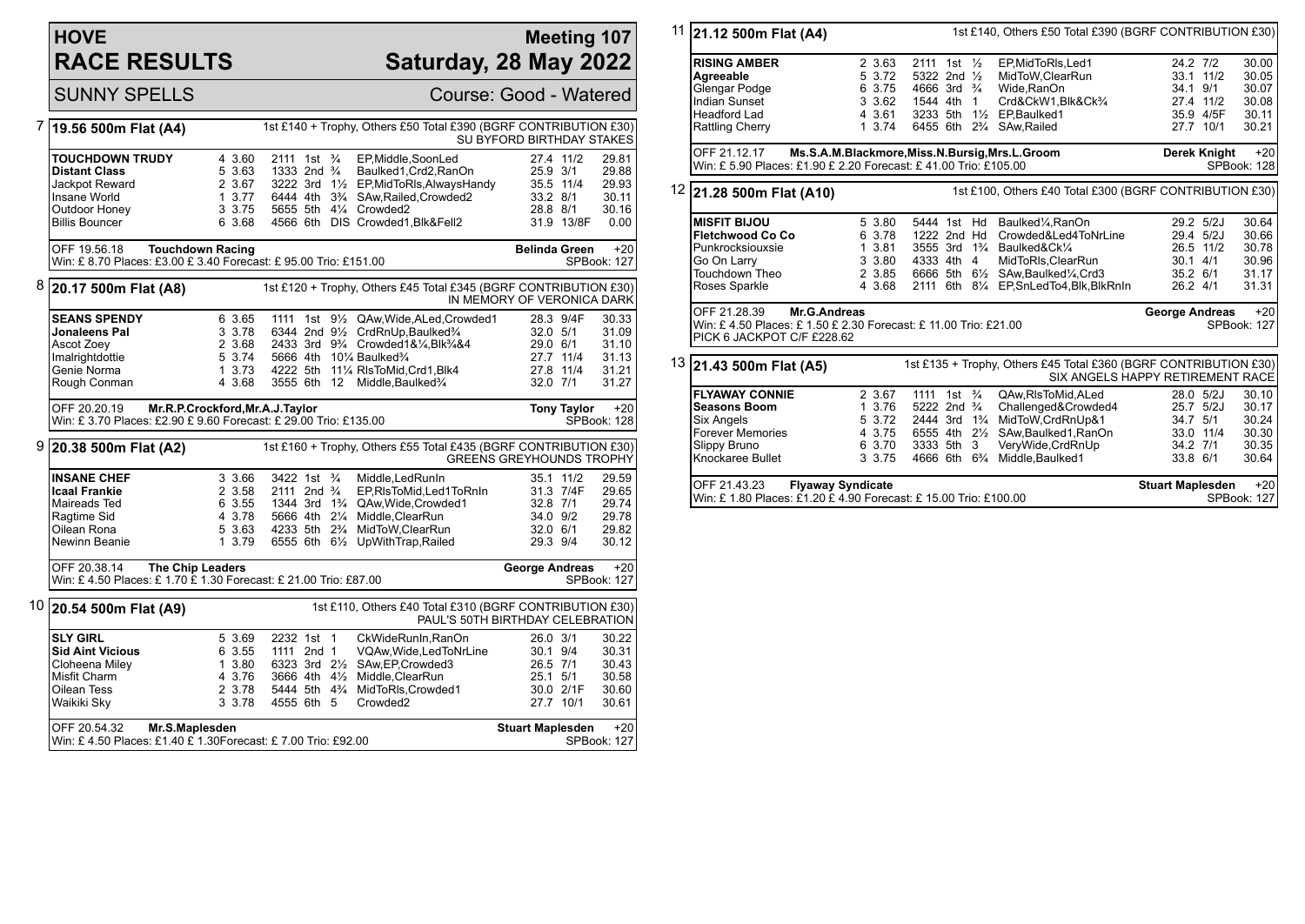# HOVE RACE RESULTS

## Meeting 107 — Saturday, 28 May 2022

SUNNY SPELLS — Course: Good - Watered

### 7 | 19.56 500m Flat (A4)

1st £140 + Trophy, Others £50 Total £390 (BGRF CONTRIBUTION £30)
SU BYFORD BIRTHDAY STAKES

| | | | | | | | | | |
|---|---|---|---|---|---|---|---|---|---|
| **TOUCHDOWN TRUDY** | 4 3.60 | 2111 | 1st | ¾ | EP,Middle,SoonLed | 27.4 | 11/2 | 29.81 |
| **Distant Class** | 5 3.63 | 1333 | 2nd | ¾ | Baulked1,Crd2,RanOn | 25.9 | 3/1 | 29.88 |
| Jackpot Reward | 2 3.67 | 3222 | 3rd | 1½ | EP,MidToRls,AlwaysHandy | 35.5 | 11/4 | 29.93 |
| Insane World | 1 3.77 | 6444 | 4th | 3¾ | SAw,Railed,Crowded2 | 33.2 | 8/1 | 30.11 |
| Outdoor Honey | 3 3.75 | 5655 | 5th | 4¼ | Crowded2 | 28.8 | 8/1 | 30.16 |
| Billis Bouncer | 6 3.68 | 4566 | 6th | DIS | Crowded1,Blk&Fell2 | 31.9 | 13/8F | 0.00 |

OFF 19.56.18 **Touchdown Racing** — **Belinda Green** +20
Win: £ 8.70 Places: £3.00 £ 3.40 Forecast: £ 95.00 Trio: £151.00 — SPBook: 127

### 8 | 20.17 500m Flat (A8)

1st £120 + Trophy, Others £45 Total £345 (BGRF CONTRIBUTION £30)
IN MEMORY OF VERONICA DARK

| | | | | | | | | | |
|---|---|---|---|---|---|---|---|---|---|
| **SEANS SPENDY** | 6 3.65 | 1111 | 1st | 9½ | QAw,Wide,ALed,Crowded1 | 28.3 | 9/4F | 30.33 |
| **Jonaleens Pal** | 3 3.78 | 6344 | 2nd | 9½ | CrdRnUp,Baulked¾ | 32.0 | 5/1 | 31.09 |
| Ascot Zoey | 2 3.68 | 2433 | 3rd | 9¾ | Crowded1&¼,Blk¾&4 | 29.0 | 6/1 | 31.10 |
| Imalrightdottie | 5 3.74 | 5666 | 4th | 10¼ | Baulked¾ | 27.7 | 11/4 | 31.13 |
| Genie Norma | 1 3.73 | 4222 | 5th | 11¼ | RlsToMid,Crd1,Blk4 | 27.8 | 11/4 | 31.21 |
| Rough Conman | 4 3.68 | 3555 | 6th | 12 | Middle,Baulked¾ | 32.0 | 7/1 | 31.27 |

OFF 20.20.19 **Mr.R.P.Crockford,Mr.A.J.Taylor** — **Tony Taylor** +20
Win: £ 3.70 Places: £2.90 £ 9.60 Forecast: £ 29.00 Trio: £135.00 — SPBook: 128

### 9 | 20.38 500m Flat (A2)

1st £160 + Trophy, Others £55 Total £435 (BGRF CONTRIBUTION £30)
GREENS GREYHOUNDS TROPHY

| | | | | | | | | | |
|---|---|---|---|---|---|---|---|---|---|
| **INSANE CHEF** | 3 3.66 | 3422 | 1st | ¾ | Middle,LedRunIn | 35.1 | 11/2 | 29.59 |
| **Icaal Frankie** | 2 3.58 | 2111 | 2nd | ¾ | EP,RlsToMid,Led1ToRnIn | 31.3 | 7/4F | 29.65 |
| Maireads Ted | 6 3.55 | 1344 | 3rd | 1¾ | QAw,Wide,Crowded1 | 32.8 | 7/1 | 29.74 |
| Ragtime Sid | 4 3.78 | 5666 | 4th | 2¼ | Middle,ClearRun | 34.0 | 9/2 | 29.78 |
| Oilean Rona | 5 3.63 | 4233 | 5th | 2¾ | MidToW,ClearRun | 32.0 | 6/1 | 29.82 |
| Newinn Beanie | 1 3.79 | 6555 | 6th | 6½ | UpWithTrap,Railed | 29.3 | 9/4 | 30.12 |

OFF 20.38.14 **The Chip Leaders** — **George Andreas** +20
Win: £ 4.50 Places: £ 1.70 £ 1.30 Forecast: £ 21.00 Trio: £87.00 — SPBook: 127

### 10 | 20.54 500m Flat (A9)

1st £110, Others £40 Total £310 (BGRF CONTRIBUTION £30)
PAUL'S 50TH BIRTHDAY CELEBRATION

| | | | | | | | | | |
|---|---|---|---|---|---|---|---|---|---|
| **SLY GIRL** | 5 3.69 | 2232 | 1st | 1 | CkWideRunIn,RanOn | 26.0 | 3/1 | 30.22 |
| **Sid Aint Vicious** | 6 3.55 | 1111 | 2nd | 1 | VQAw,Wide,LedToNrLine | 30.1 | 9/4 | 30.31 |
| Cloheena Miley | 1 3.80 | 6323 | 3rd | 2½ | SAw,EP,Crowded3 | 26.5 | 7/1 | 30.43 |
| Misfit Charm | 4 3.76 | 3666 | 4th | 4½ | Middle,ClearRun | 25.1 | 5/1 | 30.58 |
| Oilean Tess | 2 3.78 | 5444 | 5th | 4¾ | MidToRls,Crowded1 | 30.0 | 2/1F | 30.60 |
| Waikiki Sky | 3 3.78 | 4555 | 6th | 5 | Crowded2 | 27.7 | 10/1 | 30.61 |

OFF 20.54.32 **Mr.S.Maplesden** — **Stuart Maplesden** +20
Win: £ 4.50 Places: £1.40 £ 1.30Forecast: £ 7.00 Trio: £92.00 — SPBook: 127

### 11 | 21.12 500m Flat (A4)

1st £140, Others £50 Total £390 (BGRF CONTRIBUTION £30)

| | | | | | | | | | |
|---|---|---|---|---|---|---|---|---|---|
| **RISING AMBER** | 2 3.63 | 2111 | 1st | ½ | EP,MidToRls,Led1 | 24.2 | 7/2 | 30.00 |
| **Agreeable** | 5 3.72 | 5322 | 2nd | ½ | MidToW,ClearRun | 33.1 | 11/2 | 30.05 |
| Glengar Podge | 6 3.75 | 4666 | 3rd | ¾ | Wide,RanOn | 34.1 | 9/1 | 30.07 |
| Indian Sunset | 3 3.62 | 1544 | 4th | 1 | Crd&CkW1,Blk&Ck¾ | 27.4 | 11/2 | 30.08 |
| Headford Lad | 4 3.61 | 3233 | 5th | 1½ | EP,Baulked1 | 35.9 | 4/5F | 30.11 |
| Rattling Cherry | 1 3.74 | 6455 | 6th | 2¾ | SAw,Railed | 27.7 | 10/1 | 30.21 |

OFF 21.12.17 **Ms.S.A.M.Blackmore,Miss.N.Bursig,Mrs.L.Groom** — **Derek Knight** +20
Win: £ 5.90 Places: £1.90 £ 2.20 Forecast: £ 41.00 Trio: £105.00 — SPBook: 128

### 12 | 21.28 500m Flat (A10)

1st £100, Others £40 Total £300 (BGRF CONTRIBUTION £30)

| | | | | | | | | | |
|---|---|---|---|---|---|---|---|---|---|
| **MISFIT BIJOU** | 5 3.80 | 5444 | 1st | Hd | Baulked¼,RanOn | 29.2 | 5/2J | 30.64 |
| **Fletchwood Co Co** | 6 3.78 | 1222 | 2nd | Hd | Crowded&Led4ToNrLine | 29.4 | 5/2J | 30.66 |
| Punkrocksiouxsie | 1 3.81 | 3555 | 3rd | 1¾ | Baulked&Ck¼ | 26.5 | 11/2 | 30.78 |
| Go On Larry | 3 3.80 | 4333 | 4th | 4 | MidToRls,ClearRun | 30.1 | 4/1 | 30.96 |
| Touchdown Theo | 2 3.85 | 6666 | 5th | 6½ | SAw,Baulked¼,Crd3 | 35.2 | 6/1 | 31.17 |
| Roses Sparkle | 4 3.68 | 2111 | 6th | 8¼ | EP,SnLedTo4,Blk,BlkRnIn | 26.2 | 4/1 | 31.31 |

OFF 21.28.39 **Mr.G.Andreas** — **George Andreas** +20
Win: £ 4.50 Places: £ 1.50 £ 2.30 Forecast: £ 11.00 Trio: £21.00 — SPBook: 127
PICK 6 JACKPOT C/F £228.62

### 13 | 21.43 500m Flat (A5)

1st £135 + Trophy, Others £45 Total £360 (BGRF CONTRIBUTION £30)
SIX ANGELS HAPPY RETIREMENT RACE

| | | | | | | | | | |
|---|---|---|---|---|---|---|---|---|---|
| **FLYAWAY CONNIE** | 2 3.67 | 1111 | 1st | ¾ | QAw,RlsToMid,ALed | 28.0 | 5/2J | 30.10 |
| **Seasons Boom** | 1 3.76 | 5222 | 2nd | ¾ | Challenged&Crowded4 | 25.7 | 5/2J | 30.17 |
| Six Angels | 5 3.72 | 2444 | 3rd | 1¾ | MidToW,CrdRnUp&1 | 34.7 | 5/1 | 30.24 |
| Forever Memories | 4 3.75 | 6555 | 4th | 2½ | SAw,Baulked1,RanOn | 33.0 | 11/4 | 30.30 |
| Slippy Bruno | 6 3.70 | 3333 | 5th | 3 | VeryWide,CrdRnUp | 34.2 | 7/1 | 30.35 |
| Knockaree Bullet | 3 3.75 | 4666 | 6th | 6¾ | Middle,Baulked1 | 33.8 | 6/1 | 30.64 |

OFF 21.43.23 **Flyaway Syndicate** — **Stuart Maplesden** +20
Win: £ 1.80 Places: £1.20 £ 4.90 Forecast: £ 15.00 Trio: £100.00 — SPBook: 127